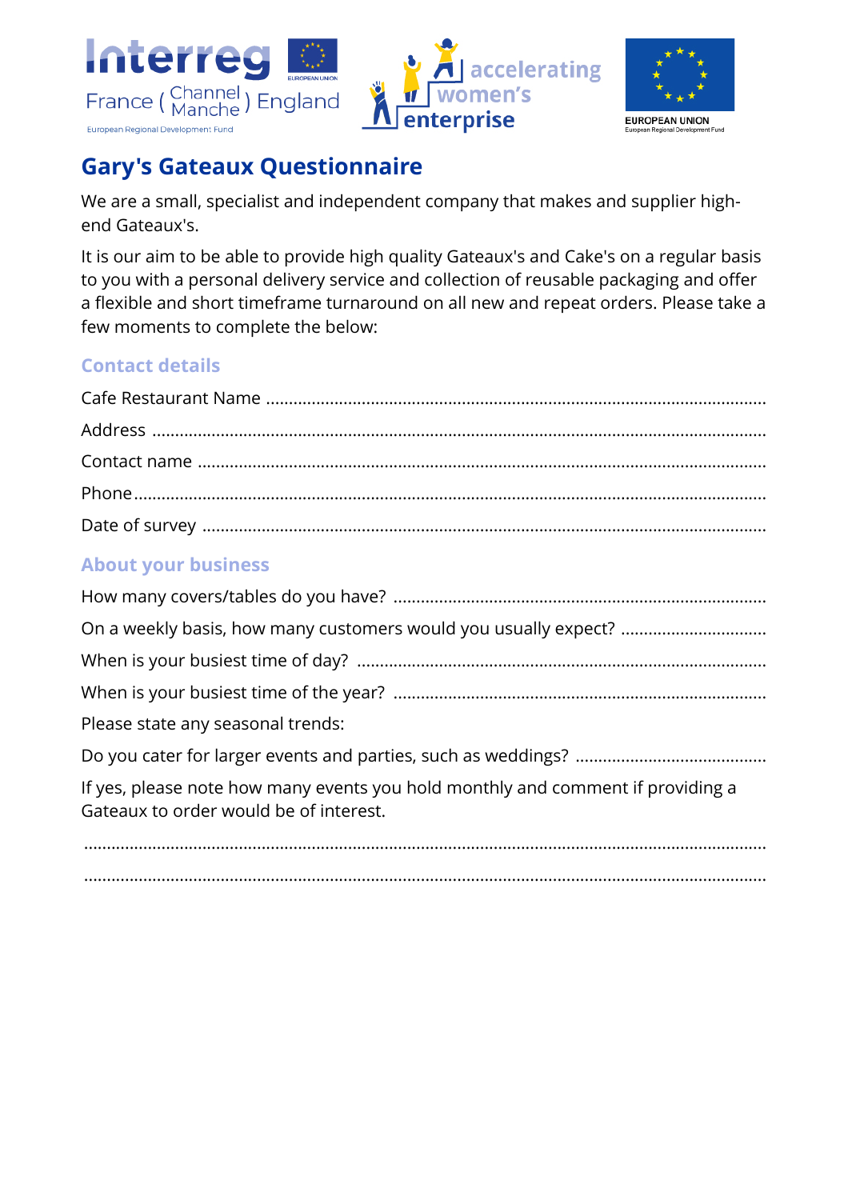# Gary's Gateaux Questionnaire

We are a small, specialist and independent company that makes and supplier high-end Gateaux's.

It is our aim to be able to provide high quality Gateaux's and Cake's on a regular basis to you with a personal delivery service and collection of reusable packaging and offer a flexible and short timeframe turnaround on all new and repeat orders. Please take a few moments to complete the below:

## Contact details

Cafe Restaurant Name ..........................................................................................................

Address ..................................................................................................................................

Contact name .......................................................................................................................

Phone.....................................................................................................................................

Date of survey .......................................................................................................................

## About your business

How many covers/tables do you have? ...............................................................................

On a weekly basis, how many customers would you usually expect? ...............................

When is your busiest time of day? .......................................................................................

When is your busiest time of the year? ...............................................................................

Please state any seasonal trends:

Do you cater for larger events and parties, such as weddings? ........................................

If yes, please note how many events you hold monthly and comment if providing a Gateaux to order would be of interest.

.................................................................................................................................................

.................................................................................................................................................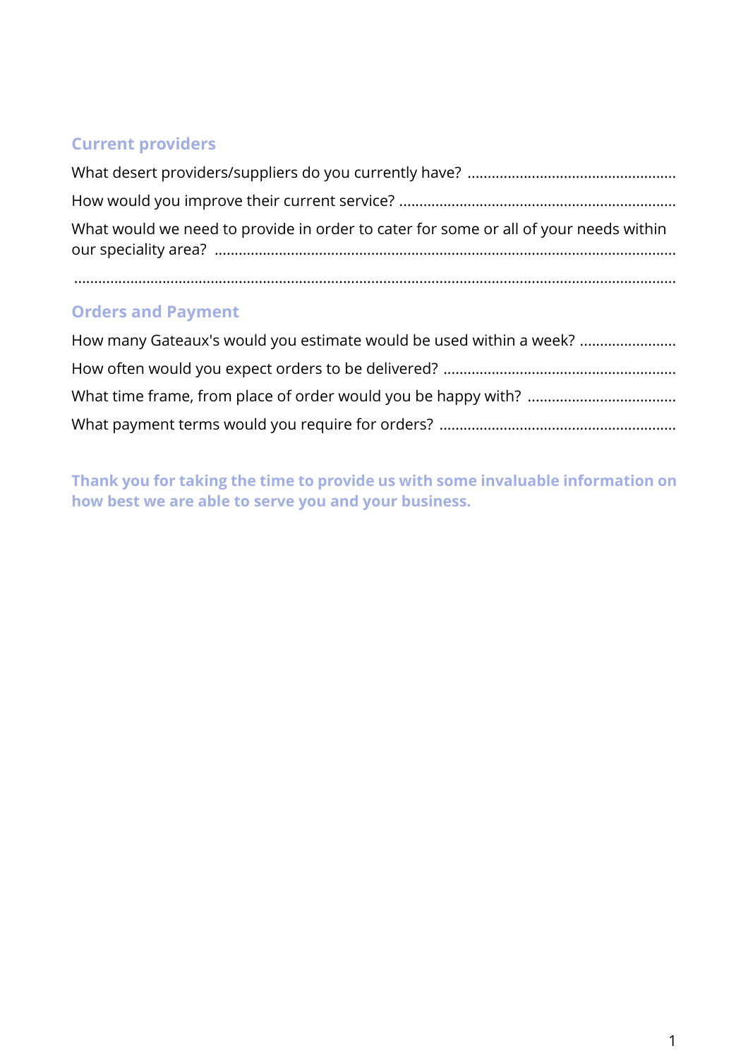## Current providers

What desert providers/suppliers do you currently have? ..................................................

How would you improve their current service? ..................................................................

What would we need to provide in order to cater for some or all of your needs within our speciality area? ..................................................................................................................

..................................................................................................................................................

## Orders and Payment

How many Gateaux's would you estimate would be used within a week? .......................

How often would you expect orders to be delivered? ........................................................

What time frame, from place of order would you be happy with? ...................................

What payment terms would you require for orders? .........................................................

**Thank you for taking the time to provide us with some invaluable information on how best we are able to serve you and your business.**